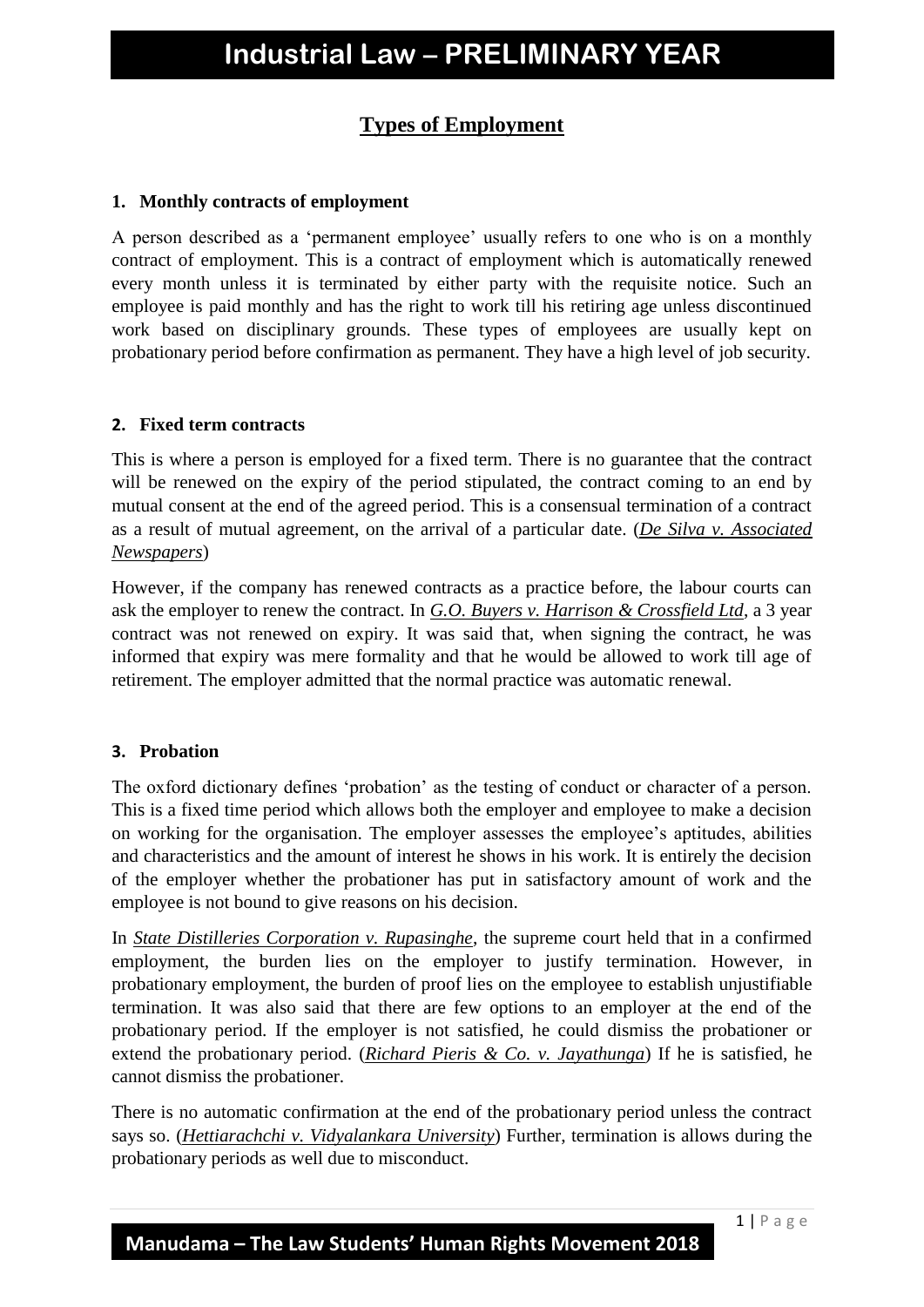## Types of Employment

### 1. Monthly contracts of employment

A person described as a 'permanent employee' usually refers to one who is on a monthly contract of employment. This is a contract of employment which is automatically renewed every month unless it is terminated by either party with the requisite notice. Such an employee is paid monthly and has the right to work till his retiring age unless discontinued work based on disciplinary grounds. These types of employees are usually kept on probationary period before confirmation as permanent. They have a high level of job security.

### 2. Fixed term contracts

This is where a person is employed for a fixed term. There is no guarantee that the contract will be renewed on the expiry of the period stipulated, the contract coming to an end by mutual consent at the end of the agreed period. This is a consensual termination of a contract as a result of mutual agreement, on the arrival of a particular date. (***De Silva v. Associated Newspapers***)

However, if the company has renewed contracts as a practice before, the labour courts can ask the employer to renew the contract. In ***G.O. Buyers v. Harrison & Crossfield Ltd***, a 3 year contract was not renewed on expiry. It was said that, when signing the contract, he was informed that expiry was mere formality and that he would be allowed to work till age of retirement. The employer admitted that the normal practice was automatic renewal.

### 3. Probation

The oxford dictionary defines 'probation' as the testing of conduct or character of a person. This is a fixed time period which allows both the employer and employee to make a decision on working for the organisation. The employer assesses the employee's aptitudes, abilities and characteristics and the amount of interest he shows in his work. It is entirely the decision of the employer whether the probationer has put in satisfactory amount of work and the employee is not bound to give reasons on his decision.

In ***State Distilleries Corporation v. Rupasinghe***, the supreme court held that in a confirmed employment, the burden lies on the employer to justify termination. However, in probationary employment, the burden of proof lies on the employee to establish unjustifiable termination. It was also said that there are few options to an employer at the end of the probationary period. If the employer is not satisfied, he could dismiss the probationer or extend the probationary period. (***Richard Pieris & Co. v. Jayathunga***) If he is satisfied, he cannot dismiss the probationer.

There is no automatic confirmation at the end of the probationary period unless the contract says so. (***Hettiarachchi v. Vidyalankara University***) Further, termination is allows during the probationary periods as well due to misconduct.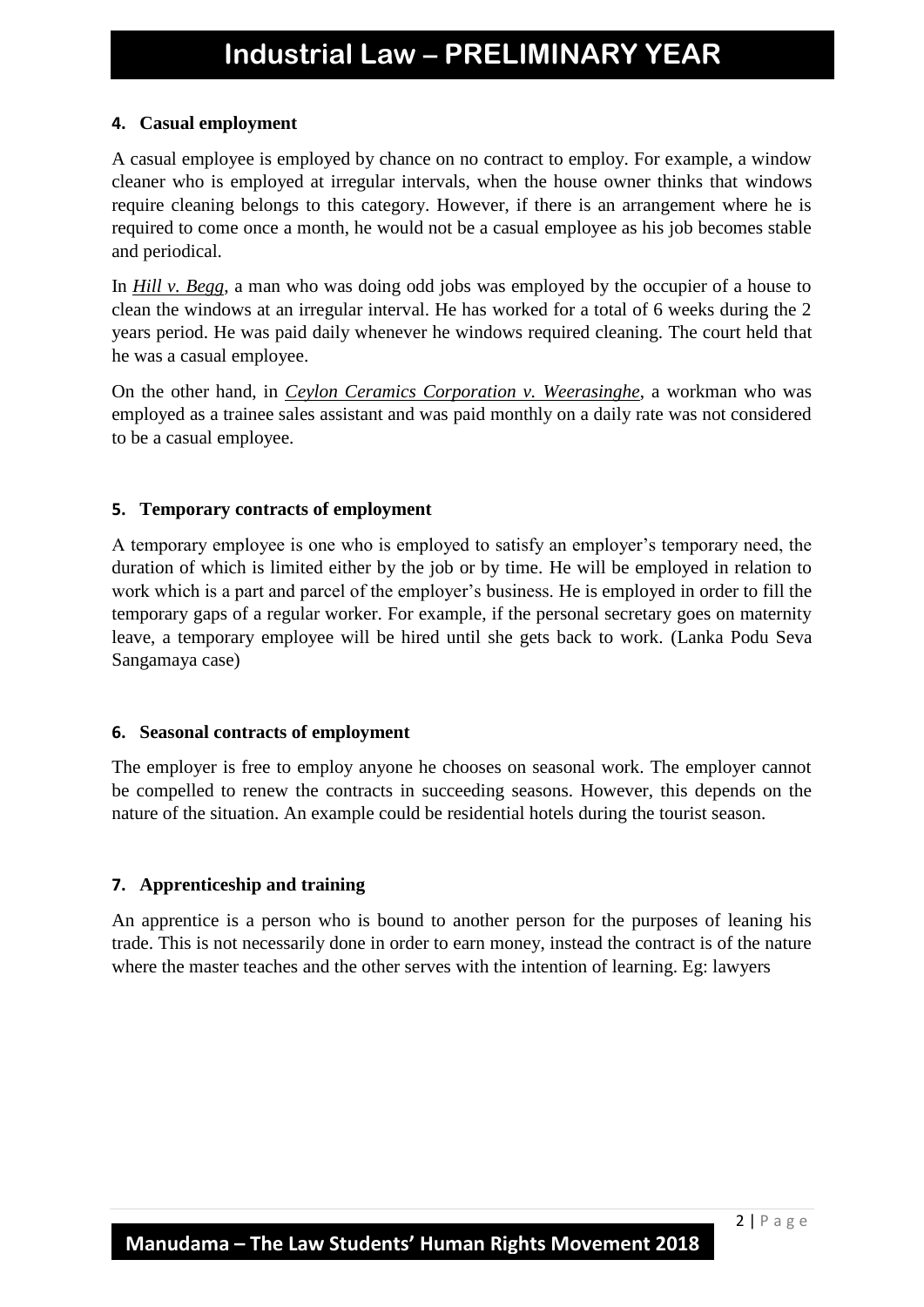### 4. Casual employment

A casual employee is employed by chance on no contract to employ. For example, a window cleaner who is employed at irregular intervals, when the house owner thinks that windows require cleaning belongs to this category. However, if there is an arrangement where he is required to come once a month, he would not be a casual employee as his job becomes stable and periodical.

In ***Hill v. Begg***, a man who was doing odd jobs was employed by the occupier of a house to clean the windows at an irregular interval. He has worked for a total of 6 weeks during the 2 years period. He was paid daily whenever he windows required cleaning. The court held that he was a casual employee.

On the other hand, in ***Ceylon Ceramics Corporation v. Weerasinghe***, a workman who was employed as a trainee sales assistant and was paid monthly on a daily rate was not considered to be a casual employee.

### 5. Temporary contracts of employment

A temporary employee is one who is employed to satisfy an employer's temporary need, the duration of which is limited either by the job or by time. He will be employed in relation to work which is a part and parcel of the employer's business. He is employed in order to fill the temporary gaps of a regular worker. For example, if the personal secretary goes on maternity leave, a temporary employee will be hired until she gets back to work. (Lanka Podu Seva Sangamaya case)

### 6. Seasonal contracts of employment

The employer is free to employ anyone he chooses on seasonal work. The employer cannot be compelled to renew the contracts in succeeding seasons. However, this depends on the nature of the situation. An example could be residential hotels during the tourist season.

### 7. Apprenticeship and training

An apprentice is a person who is bound to another person for the purposes of leaning his trade. This is not necessarily done in order to earn money, instead the contract is of the nature where the master teaches and the other serves with the intention of learning. Eg: lawyers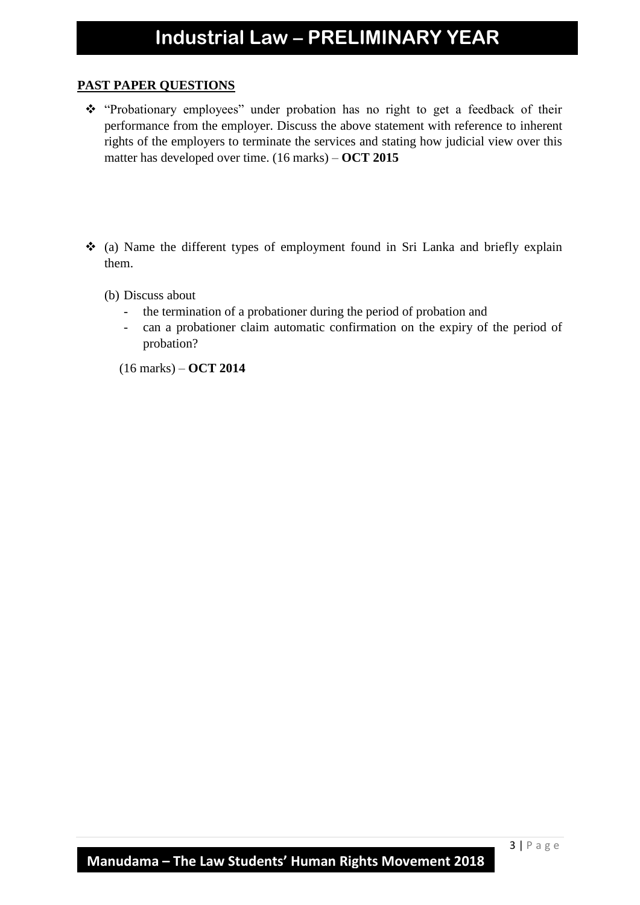**PAST PAPER QUESTIONS**

- "Probationary employees" under probation has no right to get a feedback of their performance from the employer. Discuss the above statement with reference to inherent rights of the employers to terminate the services and stating how judicial view over this matter has developed over time. (16 marks) – **OCT 2015**

- (a) Name the different types of employment found in Sri Lanka and briefly explain them.

  (b) Discuss about
  - the termination of a probationer during the period of probation and
  - can a probationer claim automatic confirmation on the expiry of the period of probation?

  (16 marks) – **OCT 2014**